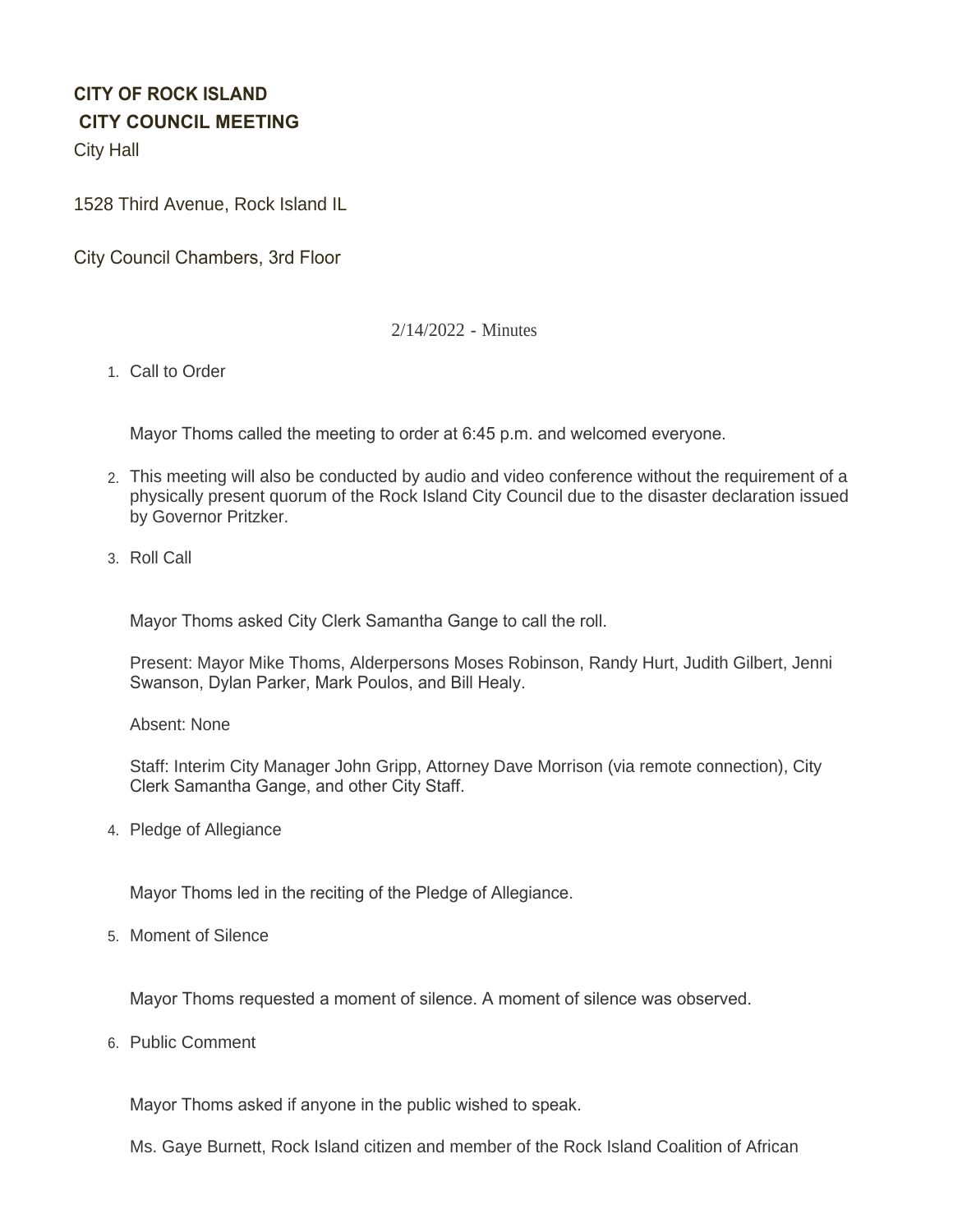**CITY OF ROCK ISLAND**

**CITY COUNCIL MEETING**

City Hall

1528 Third Avenue, Rock Island IL

City Council Chambers, 3rd Floor

2/14/2022 - Minutes

1. Call to Order

   Mayor Thoms called the meeting to order at 6:45 p.m. and welcomed everyone.

2. This meeting will also be conducted by audio and video conference without the requirement of a physically present quorum of the Rock Island City Council due to the disaster declaration issued by Governor Pritzker.

3. Roll Call

   Mayor Thoms asked City Clerk Samantha Gange to call the roll.

   Present: Mayor Mike Thoms, Alderpersons Moses Robinson, Randy Hurt, Judith Gilbert, Jenni Swanson, Dylan Parker, Mark Poulos, and Bill Healy.

   Absent: None

   Staff: Interim City Manager John Gripp, Attorney Dave Morrison (via remote connection), City Clerk Samantha Gange, and other City Staff.

4. Pledge of Allegiance

   Mayor Thoms led in the reciting of the Pledge of Allegiance.

5. Moment of Silence

   Mayor Thoms requested a moment of silence. A moment of silence was observed.

6. Public Comment

   Mayor Thoms asked if anyone in the public wished to speak.

   Ms. Gaye Burnett, Rock Island citizen and member of the Rock Island Coalition of African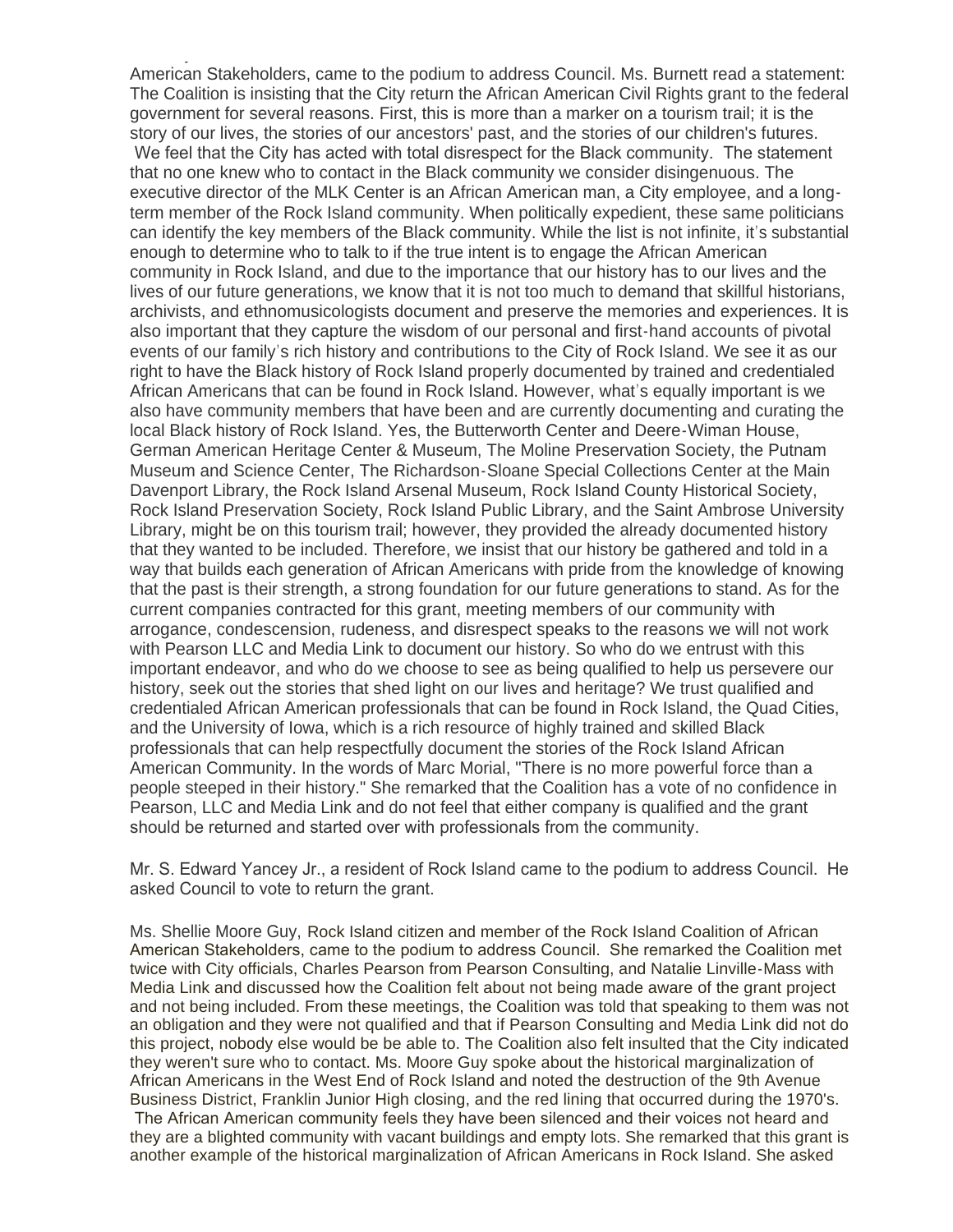American Stakeholders, came to the podium to address Council. Ms. Burnett read a statement: The Coalition is insisting that the City return the African American Civil Rights grant to the federal government for several reasons. First, this is more than a marker on a tourism trail; it is the story of our lives, the stories of our ancestors' past, and the stories of our children's futures. We feel that the City has acted with total disrespect for the Black community. The statement that no one knew who to contact in the Black community we consider disingenuous. The executive director of the MLK Center is an African American man, a City employee, and a long-term member of the Rock Island community. When politically expedient, these same politicians can identify the key members of the Black community. While the list is not infinite, it's substantial enough to determine who to talk to if the true intent is to engage the African American community in Rock Island, and due to the importance that our history has to our lives and the lives of our future generations, we know that it is not too much to demand that skillful historians, archivists, and ethnomusicologists document and preserve the memories and experiences. It is also important that they capture the wisdom of our personal and first-hand accounts of pivotal events of our family's rich history and contributions to the City of Rock Island. We see it as our right to have the Black history of Rock Island properly documented by trained and credentialed African Americans that can be found in Rock Island. However, what's equally important is we also have community members that have been and are currently documenting and curating the local Black history of Rock Island. Yes, the Butterworth Center and Deere-Wiman House, German American Heritage Center & Museum, The Moline Preservation Society, the Putnam Museum and Science Center, The Richardson-Sloane Special Collections Center at the Main Davenport Library, the Rock Island Arsenal Museum, Rock Island County Historical Society, Rock Island Preservation Society, Rock Island Public Library, and the Saint Ambrose University Library, might be on this tourism trail; however, they provided the already documented history that they wanted to be included. Therefore, we insist that our history be gathered and told in a way that builds each generation of African Americans with pride from the knowledge of knowing that the past is their strength, a strong foundation for our future generations to stand. As for the current companies contracted for this grant, meeting members of our community with arrogance, condescension, rudeness, and disrespect speaks to the reasons we will not work with Pearson LLC and Media Link to document our history. So who do we entrust with this important endeavor, and who do we choose to see as being qualified to help us persevere our history, seek out the stories that shed light on our lives and heritage? We trust qualified and credentialed African American professionals that can be found in Rock Island, the Quad Cities, and the University of Iowa, which is a rich resource of highly trained and skilled Black professionals that can help respectfully document the stories of the Rock Island African American Community. In the words of Marc Morial, "There is no more powerful force than a people steeped in their history." She remarked that the Coalition has a vote of no confidence in Pearson, LLC and Media Link and do not feel that either company is qualified and the grant should be returned and started over with professionals from the community.

Mr. S. Edward Yancey Jr., a resident of Rock Island came to the podium to address Council. He asked Council to vote to return the grant.

Ms. Shellie Moore Guy, Rock Island citizen and member of the Rock Island Coalition of African American Stakeholders, came to the podium to address Council. She remarked the Coalition met twice with City officials, Charles Pearson from Pearson Consulting, and Natalie Linville-Mass with Media Link and discussed how the Coalition felt about not being made aware of the grant project and not being included. From these meetings, the Coalition was told that speaking to them was not an obligation and they were not qualified and that if Pearson Consulting and Media Link did not do this project, nobody else would be be able to. The Coalition also felt insulted that the City indicated they weren't sure who to contact. Ms. Moore Guy spoke about the historical marginalization of African Americans in the West End of Rock Island and noted the destruction of the 9th Avenue Business District, Franklin Junior High closing, and the red lining that occurred during the 1970's. The African American community feels they have been silenced and their voices not heard and they are a blighted community with vacant buildings and empty lots. She remarked that this grant is another example of the historical marginalization of African Americans in Rock Island. She asked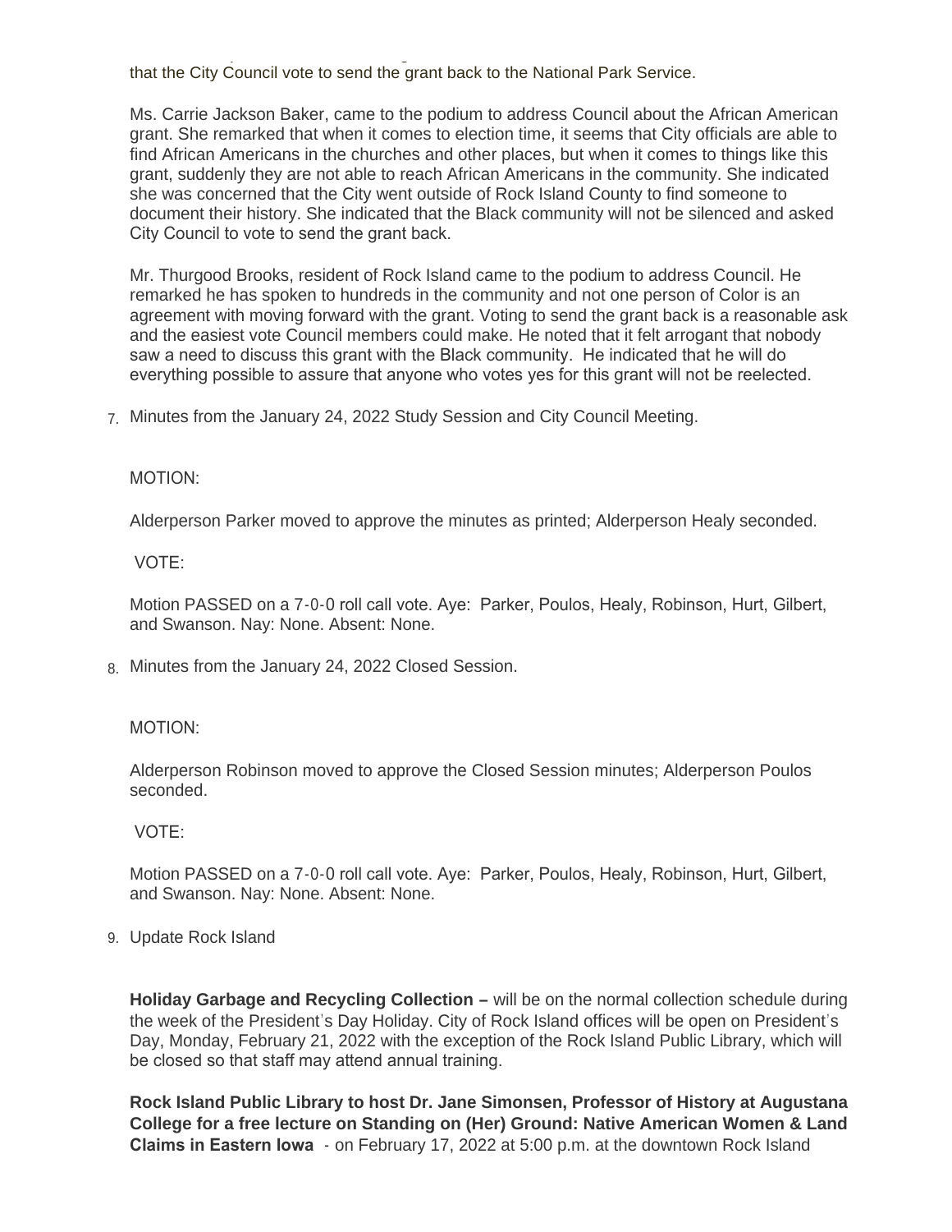that the City Council vote to send the grant back to the National Park Service.

Ms. Carrie Jackson Baker, came to the podium to address Council about the African American grant. She remarked that when it comes to election time, it seems that City officials are able to find African Americans in the churches and other places, but when it comes to things like this grant, suddenly they are not able to reach African Americans in the community. She indicated she was concerned that the City went outside of Rock Island County to find someone to document their history. She indicated that the Black community will not be silenced and asked City Council to vote to send the grant back.

Mr. Thurgood Brooks, resident of Rock Island came to the podium to address Council. He remarked he has spoken to hundreds in the community and not one person of Color is an agreement with moving forward with the grant. Voting to send the grant back is a reasonable ask and the easiest vote Council members could make. He noted that it felt arrogant that nobody saw a need to discuss this grant with the Black community. He indicated that he will do everything possible to assure that anyone who votes yes for this grant will not be reelected.

7. Minutes from the January 24, 2022 Study Session and City Council Meeting.

MOTION:

Alderperson Parker moved to approve the minutes as printed; Alderperson Healy seconded.

VOTE:

Motion PASSED on a 7-0-0 roll call vote. Aye: Parker, Poulos, Healy, Robinson, Hurt, Gilbert, and Swanson. Nay: None. Absent: None.

8. Minutes from the January 24, 2022 Closed Session.

MOTION:

Alderperson Robinson moved to approve the Closed Session minutes; Alderperson Poulos seconded.

VOTE:

Motion PASSED on a 7-0-0 roll call vote. Aye: Parker, Poulos, Healy, Robinson, Hurt, Gilbert, and Swanson. Nay: None. Absent: None.

9. Update Rock Island

**Holiday Garbage and Recycling Collection –** will be on the normal collection schedule during the week of the President's Day Holiday. City of Rock Island offices will be open on President's Day, Monday, February 21, 2022 with the exception of the Rock Island Public Library, which will be closed so that staff may attend annual training.

**Rock Island Public Library to host Dr. Jane Simonsen, Professor of History at Augustana College for a free lecture on Standing on (Her) Ground: Native American Women & Land Claims in Eastern Iowa** - on February 17, 2022 at 5:00 p.m. at the downtown Rock Island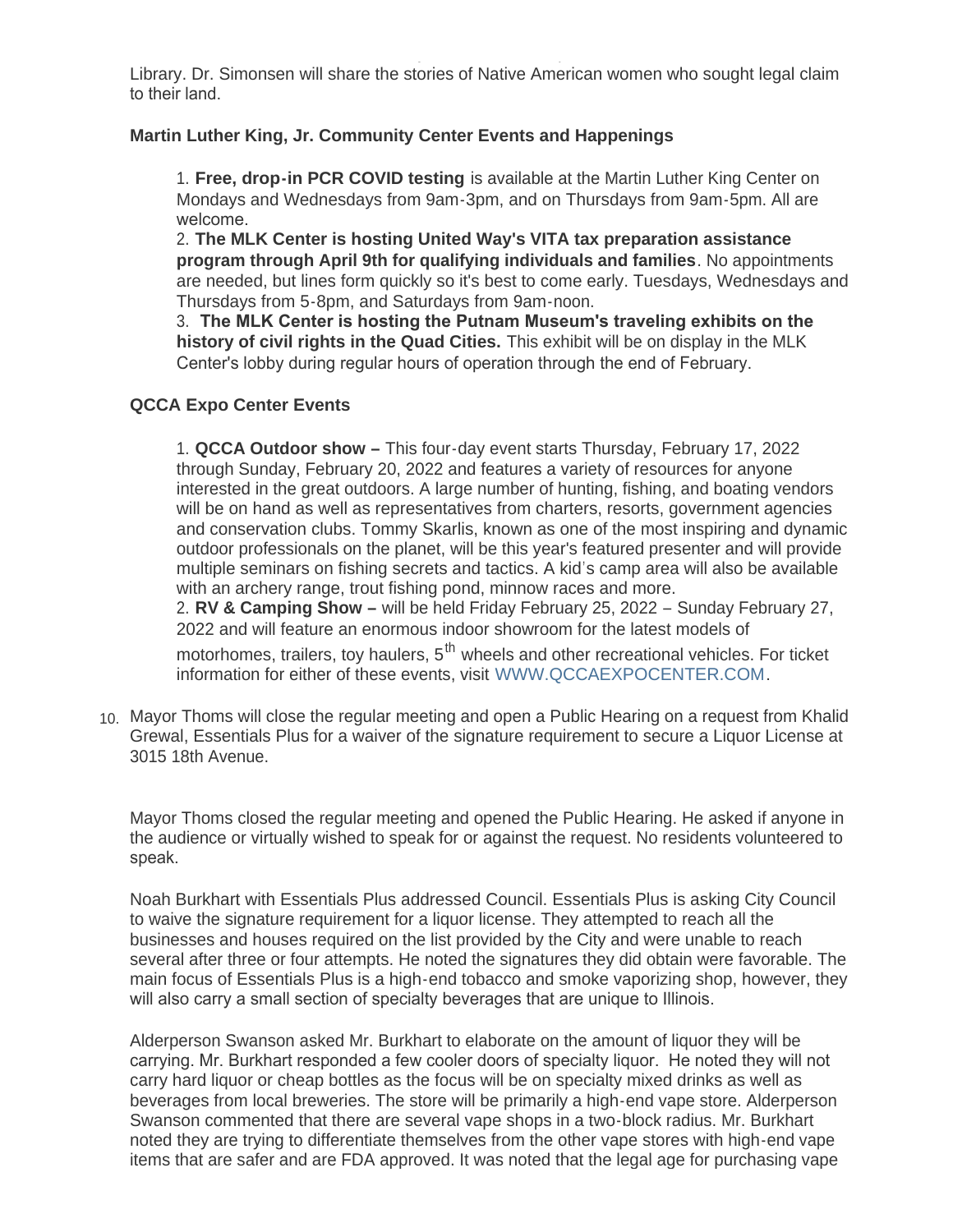Library. Dr. Simonsen will share the stories of Native American women who sought legal claim to their land.

**Martin Luther King, Jr. Community Center Events and Happenings**

1. **Free, drop-in PCR COVID testing** is available at the Martin Luther King Center on Mondays and Wednesdays from 9am-3pm, and on Thursdays from 9am-5pm. All are welcome.
2. **The MLK Center is hosting United Way's VITA tax preparation assistance program through April 9th for qualifying individuals and families**. No appointments are needed, but lines form quickly so it's best to come early. Tuesdays, Wednesdays and Thursdays from 5-8pm, and Saturdays from 9am-noon.
3. **The MLK Center is hosting the Putnam Museum's traveling exhibits on the history of civil rights in the Quad Cities.** This exhibit will be on display in the MLK Center's lobby during regular hours of operation through the end of February.

**QCCA Expo Center Events**

1. **QCCA Outdoor show –** This four-day event starts Thursday, February 17, 2022 through Sunday, February 20, 2022 and features a variety of resources for anyone interested in the great outdoors. A large number of hunting, fishing, and boating vendors will be on hand as well as representatives from charters, resorts, government agencies and conservation clubs. Tommy Skarlis, known as one of the most inspiring and dynamic outdoor professionals on the planet, will be this year's featured presenter and will provide multiple seminars on fishing secrets and tactics. A kid's camp area will also be available with an archery range, trout fishing pond, minnow races and more.
2. **RV & Camping Show –** will be held Friday February 25, 2022 – Sunday February 27, 2022 and will feature an enormous indoor showroom for the latest models of motorhomes, trailers, toy haulers, 5th wheels and other recreational vehicles. For ticket information for either of these events, visit WWW.QCCAEXPOCENTER.COM.

10. Mayor Thoms will close the regular meeting and open a Public Hearing on a request from Khalid Grewal, Essentials Plus for a waiver of the signature requirement to secure a Liquor License at 3015 18th Avenue.

Mayor Thoms closed the regular meeting and opened the Public Hearing. He asked if anyone in the audience or virtually wished to speak for or against the request. No residents volunteered to speak.

Noah Burkhart with Essentials Plus addressed Council. Essentials Plus is asking City Council to waive the signature requirement for a liquor license. They attempted to reach all the businesses and houses required on the list provided by the City and were unable to reach several after three or four attempts. He noted the signatures they did obtain were favorable. The main focus of Essentials Plus is a high-end tobacco and smoke vaporizing shop, however, they will also carry a small section of specialty beverages that are unique to Illinois.

Alderperson Swanson asked Mr. Burkhart to elaborate on the amount of liquor they will be carrying. Mr. Burkhart responded a few cooler doors of specialty liquor. He noted they will not carry hard liquor or cheap bottles as the focus will be on specialty mixed drinks as well as beverages from local breweries. The store will be primarily a high-end vape store. Alderperson Swanson commented that there are several vape shops in a two-block radius. Mr. Burkhart noted they are trying to differentiate themselves from the other vape stores with high-end vape items that are safer and are FDA approved. It was noted that the legal age for purchasing vape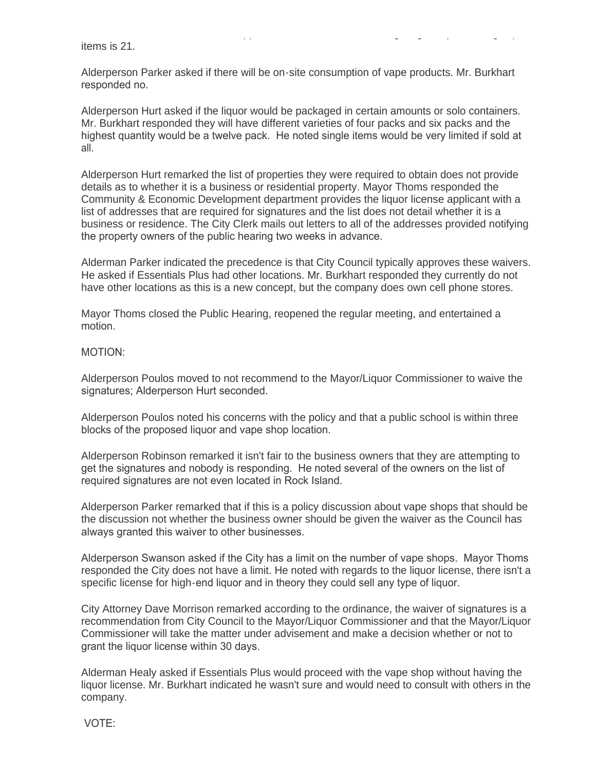items is 21.

Alderperson Parker asked if there will be on-site consumption of vape products. Mr. Burkhart responded no.

Alderperson Hurt asked if the liquor would be packaged in certain amounts or solo containers. Mr. Burkhart responded they will have different varieties of four packs and six packs and the highest quantity would be a twelve pack. He noted single items would be very limited if sold at all.

Alderperson Hurt remarked the list of properties they were required to obtain does not provide details as to whether it is a business or residential property. Mayor Thoms responded the Community & Economic Development department provides the liquor license applicant with a list of addresses that are required for signatures and the list does not detail whether it is a business or residence. The City Clerk mails out letters to all of the addresses provided notifying the property owners of the public hearing two weeks in advance.

Alderman Parker indicated the precedence is that City Council typically approves these waivers. He asked if Essentials Plus had other locations. Mr. Burkhart responded they currently do not have other locations as this is a new concept, but the company does own cell phone stores.

Mayor Thoms closed the Public Hearing, reopened the regular meeting, and entertained a motion.

MOTION:

Alderperson Poulos moved to not recommend to the Mayor/Liquor Commissioner to waive the signatures; Alderperson Hurt seconded.

Alderperson Poulos noted his concerns with the policy and that a public school is within three blocks of the proposed liquor and vape shop location.

Alderperson Robinson remarked it isn't fair to the business owners that they are attempting to get the signatures and nobody is responding. He noted several of the owners on the list of required signatures are not even located in Rock Island.

Alderperson Parker remarked that if this is a policy discussion about vape shops that should be the discussion not whether the business owner should be given the waiver as the Council has always granted this waiver to other businesses.

Alderperson Swanson asked if the City has a limit on the number of vape shops. Mayor Thoms responded the City does not have a limit. He noted with regards to the liquor license, there isn't a specific license for high-end liquor and in theory they could sell any type of liquor.

City Attorney Dave Morrison remarked according to the ordinance, the waiver of signatures is a recommendation from City Council to the Mayor/Liquor Commissioner and that the Mayor/Liquor Commissioner will take the matter under advisement and make a decision whether or not to grant the liquor license within 30 days.

Alderman Healy asked if Essentials Plus would proceed with the vape shop without having the liquor license. Mr. Burkhart indicated he wasn't sure and would need to consult with others in the company.

VOTE: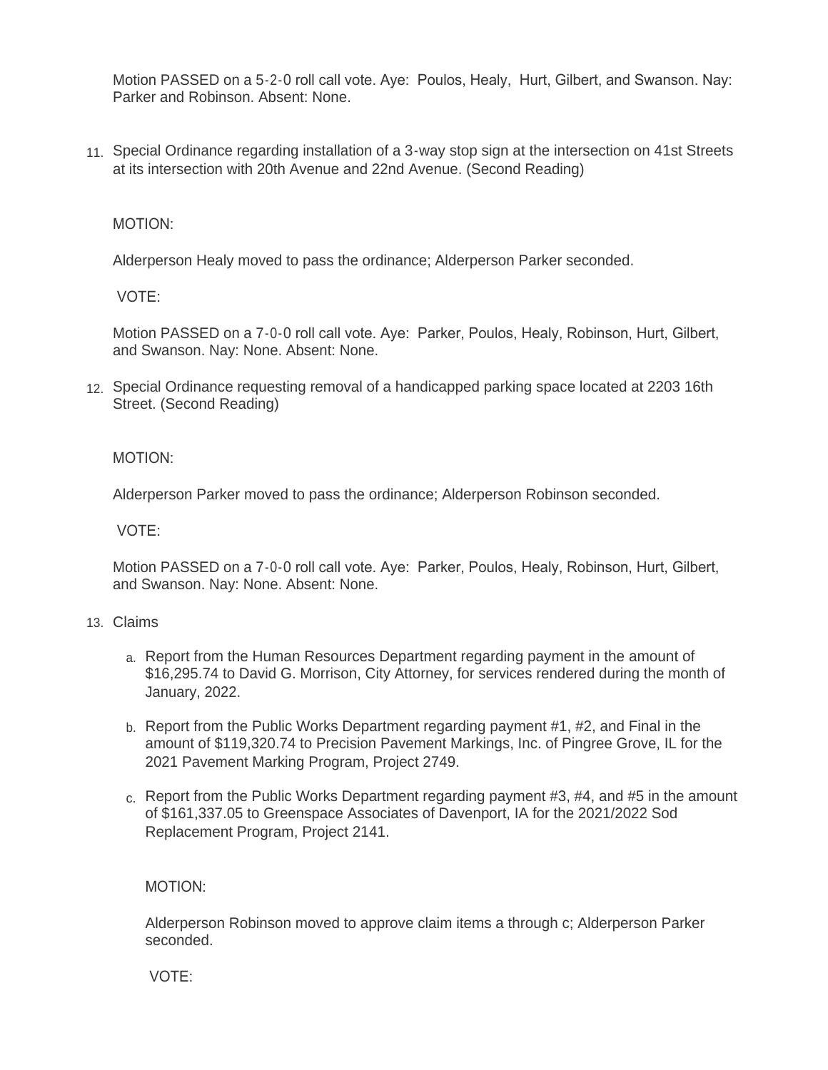Motion PASSED on a 5-2-0 roll call vote. Aye: Poulos, Healy, Hurt, Gilbert, and Swanson. Nay: Parker and Robinson. Absent: None.

11. Special Ordinance regarding installation of a 3-way stop sign at the intersection on 41st Streets at its intersection with 20th Avenue and 22nd Avenue. (Second Reading)

    MOTION:

    Alderperson Healy moved to pass the ordinance; Alderperson Parker seconded.

    VOTE:

    Motion PASSED on a 7-0-0 roll call vote. Aye: Parker, Poulos, Healy, Robinson, Hurt, Gilbert, and Swanson. Nay: None. Absent: None.

12. Special Ordinance requesting removal of a handicapped parking space located at 2203 16th Street. (Second Reading)

    MOTION:

    Alderperson Parker moved to pass the ordinance; Alderperson Robinson seconded.

    VOTE:

    Motion PASSED on a 7-0-0 roll call vote. Aye: Parker, Poulos, Healy, Robinson, Hurt, Gilbert, and Swanson. Nay: None. Absent: None.

13. Claims

    a. Report from the Human Resources Department regarding payment in the amount of $16,295.74 to David G. Morrison, City Attorney, for services rendered during the month of January, 2022.

    b. Report from the Public Works Department regarding payment #1, #2, and Final in the amount of $119,320.74 to Precision Pavement Markings, Inc. of Pingree Grove, IL for the 2021 Pavement Marking Program, Project 2749.

    c. Report from the Public Works Department regarding payment #3, #4, and #5 in the amount of $161,337.05 to Greenspace Associates of Davenport, IA for the 2021/2022 Sod Replacement Program, Project 2141.

    MOTION:

    Alderperson Robinson moved to approve claim items a through c; Alderperson Parker seconded.

    VOTE: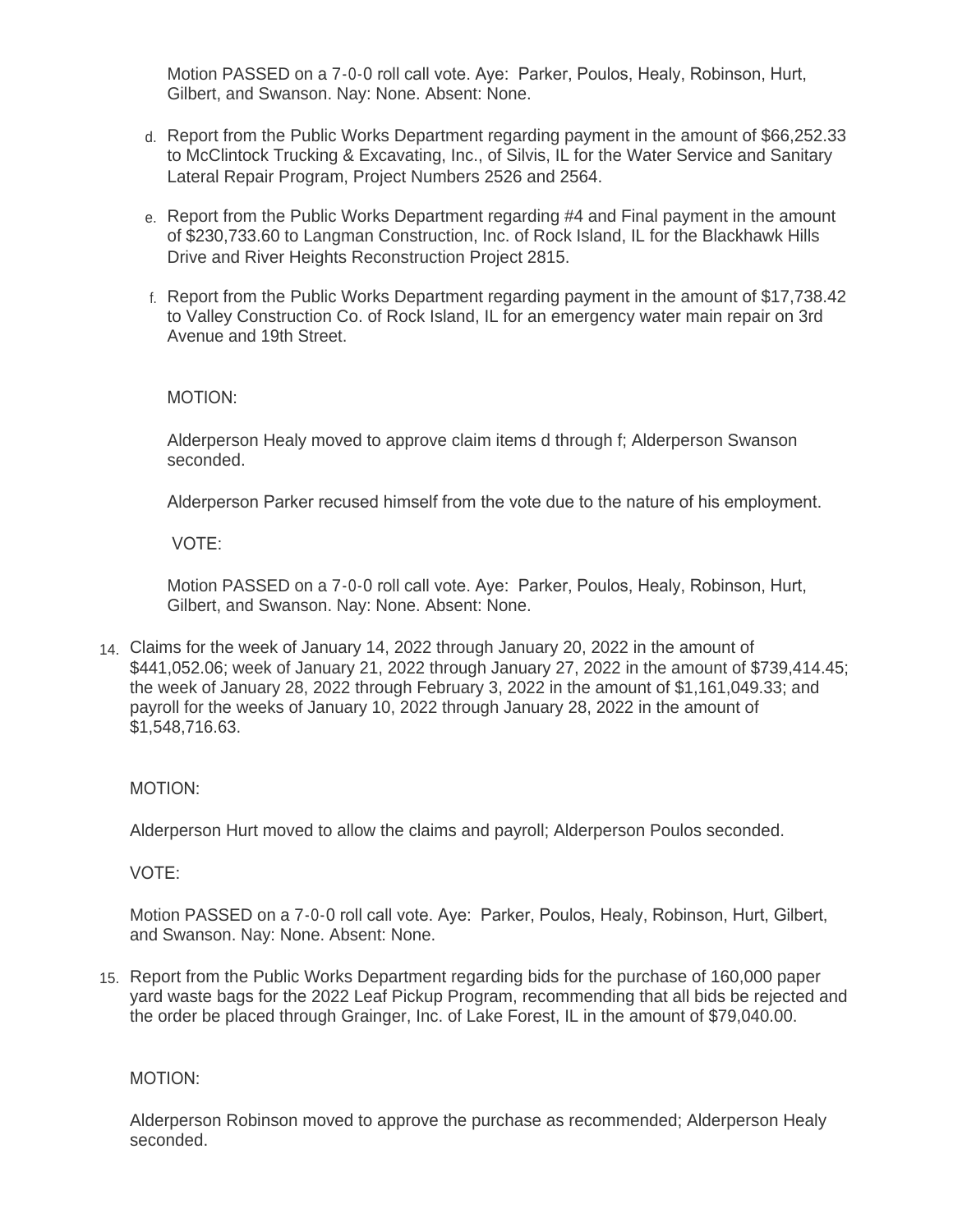Motion PASSED on a 7-0-0 roll call vote. Aye: Parker, Poulos, Healy, Robinson, Hurt, Gilbert, and Swanson. Nay: None. Absent: None.

d. Report from the Public Works Department regarding payment in the amount of $66,252.33 to McClintock Trucking & Excavating, Inc., of Silvis, IL for the Water Service and Sanitary Lateral Repair Program, Project Numbers 2526 and 2564.

e. Report from the Public Works Department regarding #4 and Final payment in the amount of $230,733.60 to Langman Construction, Inc. of Rock Island, IL for the Blackhawk Hills Drive and River Heights Reconstruction Project 2815.

f. Report from the Public Works Department regarding payment in the amount of $17,738.42 to Valley Construction Co. of Rock Island, IL for an emergency water main repair on 3rd Avenue and 19th Street.

MOTION:

Alderperson Healy moved to approve claim items d through f; Alderperson Swanson seconded.

Alderperson Parker recused himself from the vote due to the nature of his employment.

VOTE:

Motion PASSED on a 7-0-0 roll call vote. Aye: Parker, Poulos, Healy, Robinson, Hurt, Gilbert, and Swanson. Nay: None. Absent: None.

14. Claims for the week of January 14, 2022 through January 20, 2022 in the amount of $441,052.06; week of January 21, 2022 through January 27, 2022 in the amount of $739,414.45; the week of January 28, 2022 through February 3, 2022 in the amount of $1,161,049.33; and payroll for the weeks of January 10, 2022 through January 28, 2022 in the amount of $1,548,716.63.

MOTION:

Alderperson Hurt moved to allow the claims and payroll; Alderperson Poulos seconded.

VOTE:

Motion PASSED on a 7-0-0 roll call vote. Aye: Parker, Poulos, Healy, Robinson, Hurt, Gilbert, and Swanson. Nay: None. Absent: None.

15. Report from the Public Works Department regarding bids for the purchase of 160,000 paper yard waste bags for the 2022 Leaf Pickup Program, recommending that all bids be rejected and the order be placed through Grainger, Inc. of Lake Forest, IL in the amount of $79,040.00.

MOTION:

Alderperson Robinson moved to approve the purchase as recommended; Alderperson Healy seconded.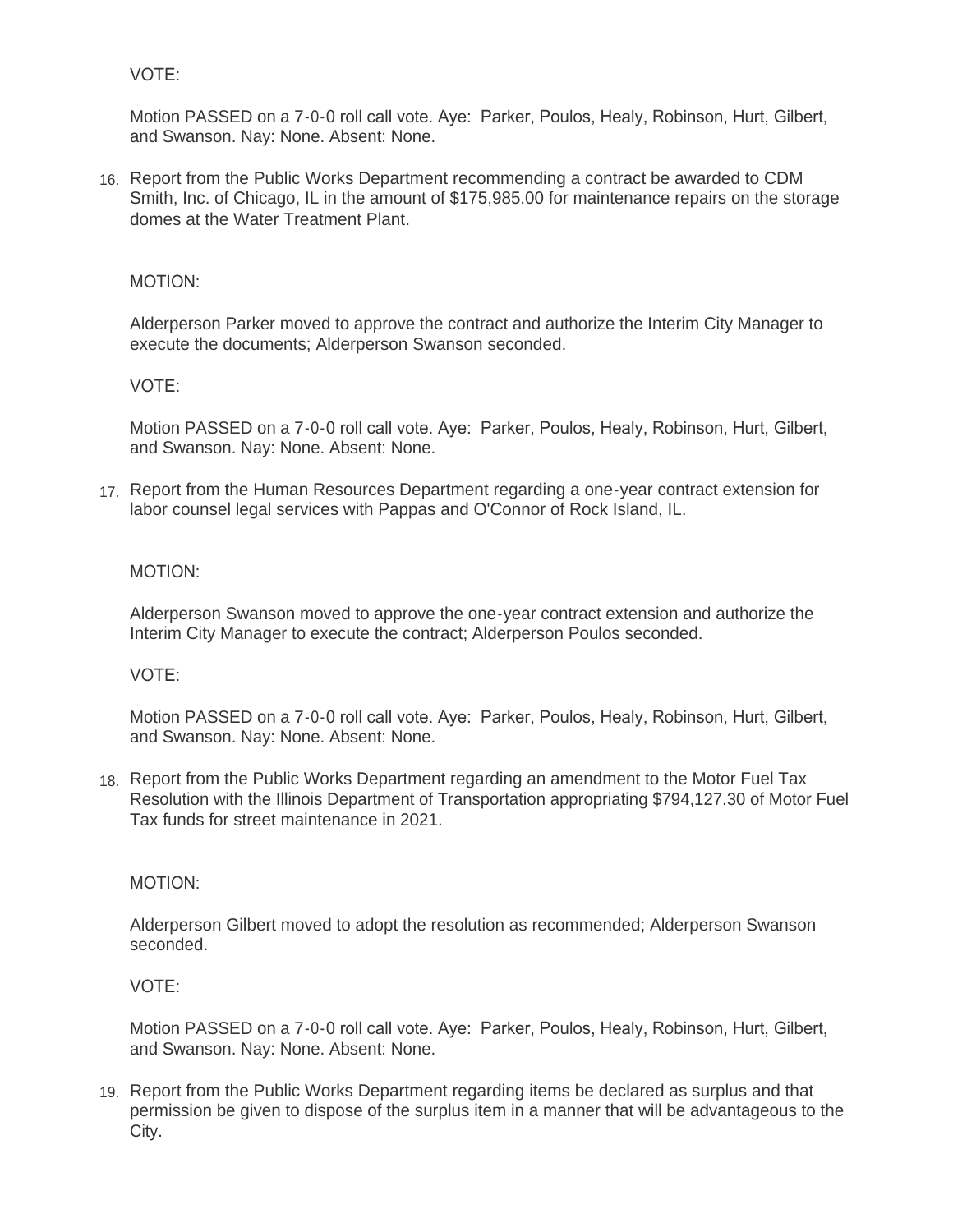VOTE:

Motion PASSED on a 7-0-0 roll call vote. Aye: Parker, Poulos, Healy, Robinson, Hurt, Gilbert, and Swanson. Nay: None. Absent: None.

16. Report from the Public Works Department recommending a contract be awarded to CDM Smith, Inc. of Chicago, IL in the amount of $175,985.00 for maintenance repairs on the storage domes at the Water Treatment Plant.

    MOTION:

    Alderperson Parker moved to approve the contract and authorize the Interim City Manager to execute the documents; Alderperson Swanson seconded.

    VOTE:

    Motion PASSED on a 7-0-0 roll call vote. Aye: Parker, Poulos, Healy, Robinson, Hurt, Gilbert, and Swanson. Nay: None. Absent: None.

17. Report from the Human Resources Department regarding a one-year contract extension for labor counsel legal services with Pappas and O'Connor of Rock Island, IL.

    MOTION:

    Alderperson Swanson moved to approve the one-year contract extension and authorize the Interim City Manager to execute the contract; Alderperson Poulos seconded.

    VOTE:

    Motion PASSED on a 7-0-0 roll call vote. Aye: Parker, Poulos, Healy, Robinson, Hurt, Gilbert, and Swanson. Nay: None. Absent: None.

18. Report from the Public Works Department regarding an amendment to the Motor Fuel Tax Resolution with the Illinois Department of Transportation appropriating $794,127.30 of Motor Fuel Tax funds for street maintenance in 2021.

    MOTION:

    Alderperson Gilbert moved to adopt the resolution as recommended; Alderperson Swanson seconded.

    VOTE:

    Motion PASSED on a 7-0-0 roll call vote. Aye: Parker, Poulos, Healy, Robinson, Hurt, Gilbert, and Swanson. Nay: None. Absent: None.

19. Report from the Public Works Department regarding items be declared as surplus and that permission be given to dispose of the surplus item in a manner that will be advantageous to the City.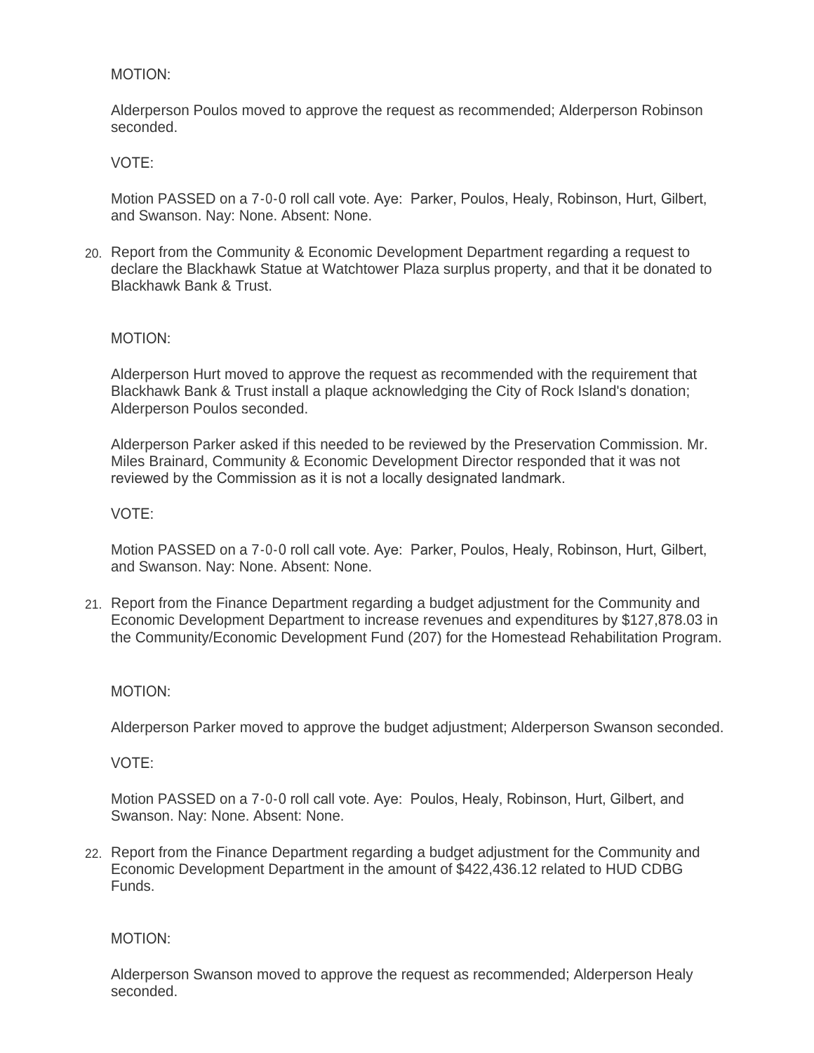MOTION:

Alderperson Poulos moved to approve the request as recommended; Alderperson Robinson seconded.

VOTE:

Motion PASSED on a 7-0-0 roll call vote. Aye: Parker, Poulos, Healy, Robinson, Hurt, Gilbert, and Swanson. Nay: None. Absent: None.

20. Report from the Community & Economic Development Department regarding a request to declare the Blackhawk Statue at Watchtower Plaza surplus property, and that it be donated to Blackhawk Bank & Trust.

MOTION:

Alderperson Hurt moved to approve the request as recommended with the requirement that Blackhawk Bank & Trust install a plaque acknowledging the City of Rock Island's donation; Alderperson Poulos seconded.

Alderperson Parker asked if this needed to be reviewed by the Preservation Commission. Mr. Miles Brainard, Community & Economic Development Director responded that it was not reviewed by the Commission as it is not a locally designated landmark.

VOTE:

Motion PASSED on a 7-0-0 roll call vote. Aye: Parker, Poulos, Healy, Robinson, Hurt, Gilbert, and Swanson. Nay: None. Absent: None.

21. Report from the Finance Department regarding a budget adjustment for the Community and Economic Development Department to increase revenues and expenditures by $127,878.03 in the Community/Economic Development Fund (207) for the Homestead Rehabilitation Program.

MOTION:

Alderperson Parker moved to approve the budget adjustment; Alderperson Swanson seconded.

VOTE:

Motion PASSED on a 7-0-0 roll call vote. Aye: Poulos, Healy, Robinson, Hurt, Gilbert, and Swanson. Nay: None. Absent: None.

22. Report from the Finance Department regarding a budget adjustment for the Community and Economic Development Department in the amount of $422,436.12 related to HUD CDBG Funds.

MOTION:

Alderperson Swanson moved to approve the request as recommended; Alderperson Healy seconded.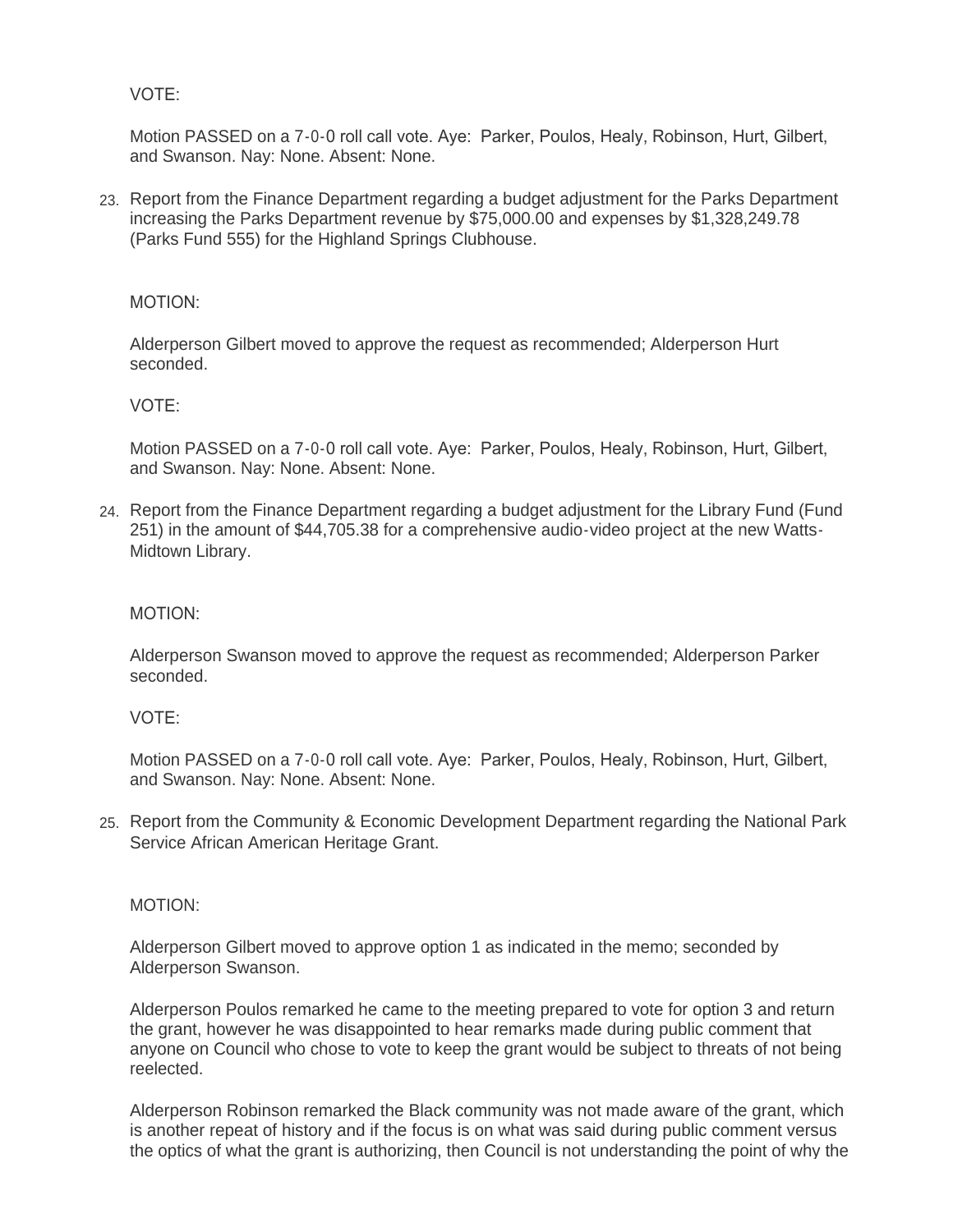VOTE:

Motion PASSED on a 7-0-0 roll call vote. Aye: Parker, Poulos, Healy, Robinson, Hurt, Gilbert, and Swanson. Nay: None. Absent: None.

23. Report from the Finance Department regarding a budget adjustment for the Parks Department increasing the Parks Department revenue by $75,000.00 and expenses by $1,328,249.78 (Parks Fund 555) for the Highland Springs Clubhouse.

    MOTION:

    Alderperson Gilbert moved to approve the request as recommended; Alderperson Hurt seconded.

    VOTE:

    Motion PASSED on a 7-0-0 roll call vote. Aye: Parker, Poulos, Healy, Robinson, Hurt, Gilbert, and Swanson. Nay: None. Absent: None.

24. Report from the Finance Department regarding a budget adjustment for the Library Fund (Fund 251) in the amount of $44,705.38 for a comprehensive audio-video project at the new Watts-Midtown Library.

    MOTION:

    Alderperson Swanson moved to approve the request as recommended; Alderperson Parker seconded.

    VOTE:

    Motion PASSED on a 7-0-0 roll call vote. Aye: Parker, Poulos, Healy, Robinson, Hurt, Gilbert, and Swanson. Nay: None. Absent: None.

25. Report from the Community & Economic Development Department regarding the National Park Service African American Heritage Grant.

    MOTION:

    Alderperson Gilbert moved to approve option 1 as indicated in the memo; seconded by Alderperson Swanson.

    Alderperson Poulos remarked he came to the meeting prepared to vote for option 3 and return the grant, however he was disappointed to hear remarks made during public comment that anyone on Council who chose to vote to keep the grant would be subject to threats of not being reelected.

    Alderperson Robinson remarked the Black community was not made aware of the grant, which is another repeat of history and if the focus is on what was said during public comment versus the optics of what the grant is authorizing, then Council is not understanding the point of why the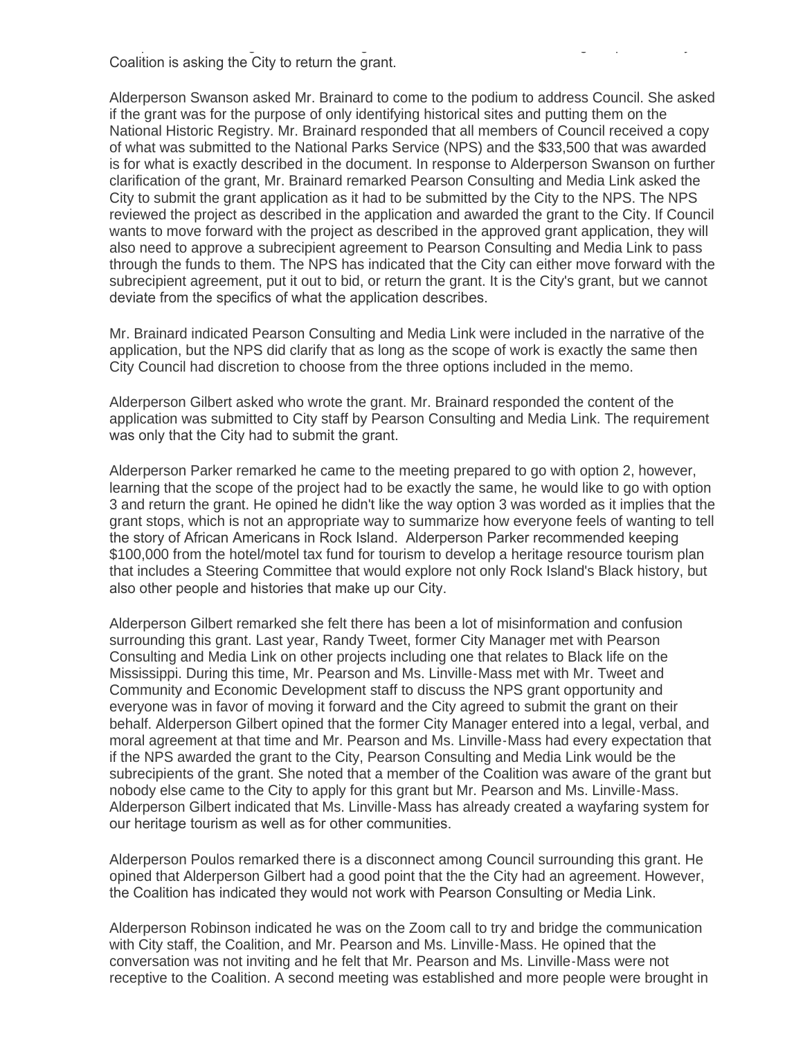Coalition is asking the City to return the grant.

Alderperson Swanson asked Mr. Brainard to come to the podium to address Council. She asked if the grant was for the purpose of only identifying historical sites and putting them on the National Historic Registry. Mr. Brainard responded that all members of Council received a copy of what was submitted to the National Parks Service (NPS) and the $33,500 that was awarded is for what is exactly described in the document. In response to Alderperson Swanson on further clarification of the grant, Mr. Brainard remarked Pearson Consulting and Media Link asked the City to submit the grant application as it had to be submitted by the City to the NPS. The NPS reviewed the project as described in the application and awarded the grant to the City. If Council wants to move forward with the project as described in the approved grant application, they will also need to approve a subrecipient agreement to Pearson Consulting and Media Link to pass through the funds to them. The NPS has indicated that the City can either move forward with the subrecipient agreement, put it out to bid, or return the grant. It is the City's grant, but we cannot deviate from the specifics of what the application describes.

Mr. Brainard indicated Pearson Consulting and Media Link were included in the narrative of the application, but the NPS did clarify that as long as the scope of work is exactly the same then City Council had discretion to choose from the three options included in the memo.

Alderperson Gilbert asked who wrote the grant. Mr. Brainard responded the content of the application was submitted to City staff by Pearson Consulting and Media Link. The requirement was only that the City had to submit the grant.

Alderperson Parker remarked he came to the meeting prepared to go with option 2, however, learning that the scope of the project had to be exactly the same, he would like to go with option 3 and return the grant. He opined he didn't like the way option 3 was worded as it implies that the grant stops, which is not an appropriate way to summarize how everyone feels of wanting to tell the story of African Americans in Rock Island. Alderperson Parker recommended keeping $100,000 from the hotel/motel tax fund for tourism to develop a heritage resource tourism plan that includes a Steering Committee that would explore not only Rock Island's Black history, but also other people and histories that make up our City.

Alderperson Gilbert remarked she felt there has been a lot of misinformation and confusion surrounding this grant. Last year, Randy Tweet, former City Manager met with Pearson Consulting and Media Link on other projects including one that relates to Black life on the Mississippi. During this time, Mr. Pearson and Ms. Linville-Mass met with Mr. Tweet and Community and Economic Development staff to discuss the NPS grant opportunity and everyone was in favor of moving it forward and the City agreed to submit the grant on their behalf. Alderperson Gilbert opined that the former City Manager entered into a legal, verbal, and moral agreement at that time and Mr. Pearson and Ms. Linville-Mass had every expectation that if the NPS awarded the grant to the City, Pearson Consulting and Media Link would be the subrecipients of the grant. She noted that a member of the Coalition was aware of the grant but nobody else came to the City to apply for this grant but Mr. Pearson and Ms. Linville-Mass. Alderperson Gilbert indicated that Ms. Linville-Mass has already created a wayfaring system for our heritage tourism as well as for other communities.

Alderperson Poulos remarked there is a disconnect among Council surrounding this grant. He opined that Alderperson Gilbert had a good point that the the City had an agreement. However, the Coalition has indicated they would not work with Pearson Consulting or Media Link.

Alderperson Robinson indicated he was on the Zoom call to try and bridge the communication with City staff, the Coalition, and Mr. Pearson and Ms. Linville-Mass. He opined that the conversation was not inviting and he felt that Mr. Pearson and Ms. Linville-Mass were not receptive to the Coalition. A second meeting was established and more people were brought in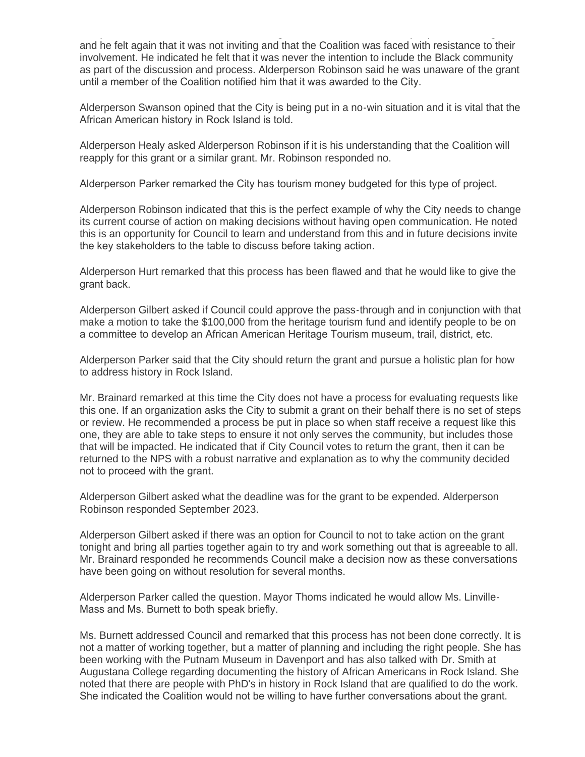and he felt again that it was not inviting and that the Coalition was faced with resistance to their involvement. He indicated he felt that it was never the intention to include the Black community as part of the discussion and process. Alderperson Robinson said he was unaware of the grant until a member of the Coalition notified him that it was awarded to the City.

Alderperson Swanson opined that the City is being put in a no-win situation and it is vital that the African American history in Rock Island is told.

Alderperson Healy asked Alderperson Robinson if it is his understanding that the Coalition will reapply for this grant or a similar grant. Mr. Robinson responded no.

Alderperson Parker remarked the City has tourism money budgeted for this type of project.

Alderperson Robinson indicated that this is the perfect example of why the City needs to change its current course of action on making decisions without having open communication. He noted this is an opportunity for Council to learn and understand from this and in future decisions invite the key stakeholders to the table to discuss before taking action.

Alderperson Hurt remarked that this process has been flawed and that he would like to give the grant back.

Alderperson Gilbert asked if Council could approve the pass-through and in conjunction with that make a motion to take the $100,000 from the heritage tourism fund and identify people to be on a committee to develop an African American Heritage Tourism museum, trail, district, etc.

Alderperson Parker said that the City should return the grant and pursue a holistic plan for how to address history in Rock Island.

Mr. Brainard remarked at this time the City does not have a process for evaluating requests like this one. If an organization asks the City to submit a grant on their behalf there is no set of steps or review. He recommended a process be put in place so when staff receive a request like this one, they are able to take steps to ensure it not only serves the community, but includes those that will be impacted. He indicated that if City Council votes to return the grant, then it can be returned to the NPS with a robust narrative and explanation as to why the community decided not to proceed with the grant.

Alderperson Gilbert asked what the deadline was for the grant to be expended. Alderperson Robinson responded September 2023.

Alderperson Gilbert asked if there was an option for Council to not to take action on the grant tonight and bring all parties together again to try and work something out that is agreeable to all. Mr. Brainard responded he recommends Council make a decision now as these conversations have been going on without resolution for several months.

Alderperson Parker called the question. Mayor Thoms indicated he would allow Ms. Linville-Mass and Ms. Burnett to both speak briefly.

Ms. Burnett addressed Council and remarked that this process has not been done correctly. It is not a matter of working together, but a matter of planning and including the right people. She has been working with the Putnam Museum in Davenport and has also talked with Dr. Smith at Augustana College regarding documenting the history of African Americans in Rock Island. She noted that there are people with PhD's in history in Rock Island that are qualified to do the work. She indicated the Coalition would not be willing to have further conversations about the grant.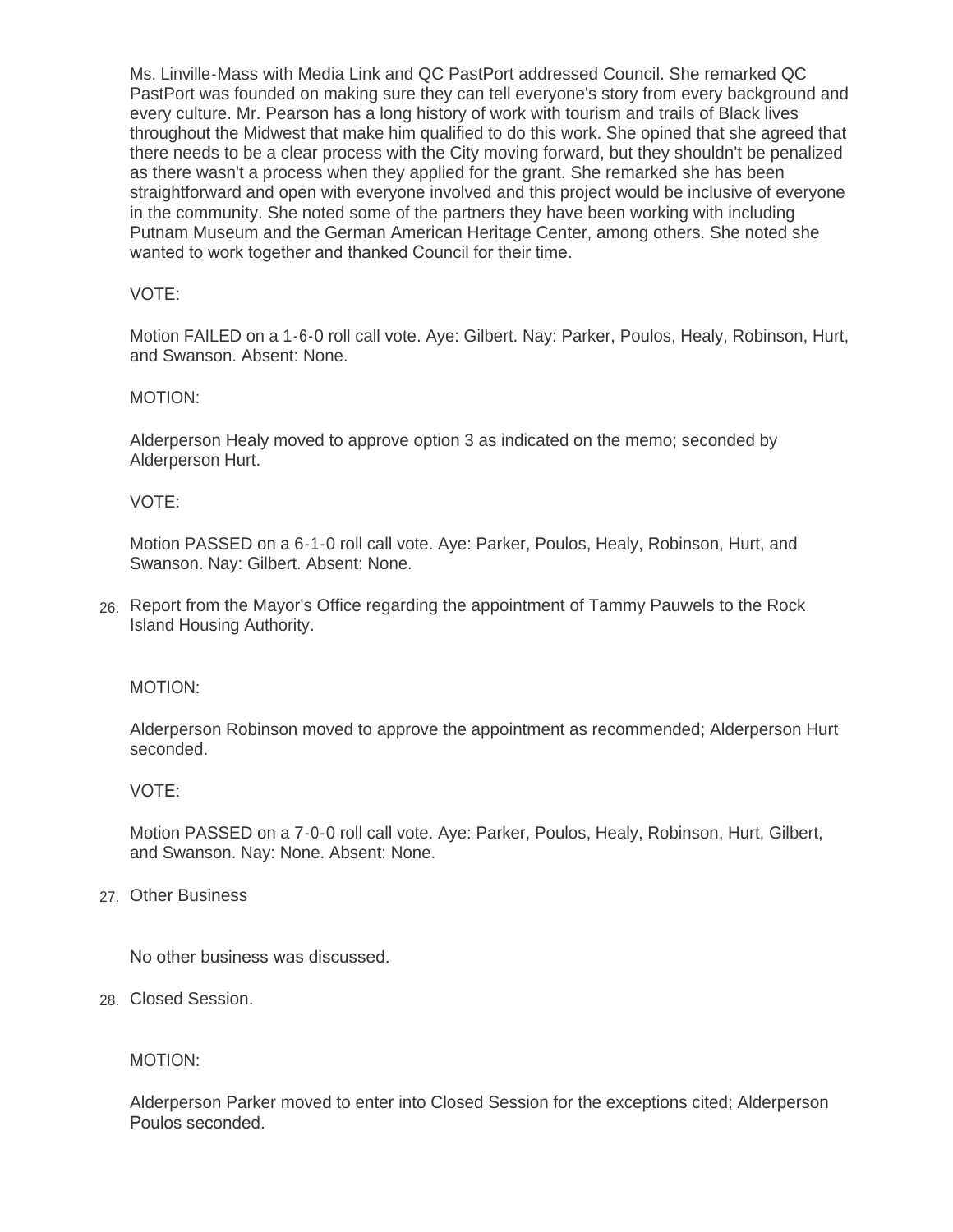Ms. Linville-Mass with Media Link and QC PastPort addressed Council. She remarked QC PastPort was founded on making sure they can tell everyone's story from every background and every culture. Mr. Pearson has a long history of work with tourism and trails of Black lives throughout the Midwest that make him qualified to do this work. She opined that she agreed that there needs to be a clear process with the City moving forward, but they shouldn't be penalized as there wasn't a process when they applied for the grant. She remarked she has been straightforward and open with everyone involved and this project would be inclusive of everyone in the community. She noted some of the partners they have been working with including Putnam Museum and the German American Heritage Center, among others. She noted she wanted to work together and thanked Council for their time.

VOTE:

Motion FAILED on a 1-6-0 roll call vote. Aye: Gilbert. Nay: Parker, Poulos, Healy, Robinson, Hurt, and Swanson. Absent: None.

MOTION:

Alderperson Healy moved to approve option 3 as indicated on the memo; seconded by Alderperson Hurt.

VOTE:

Motion PASSED on a 6-1-0 roll call vote. Aye: Parker, Poulos, Healy, Robinson, Hurt, and Swanson. Nay: Gilbert. Absent: None.

26. Report from the Mayor's Office regarding the appointment of Tammy Pauwels to the Rock Island Housing Authority.

MOTION:

Alderperson Robinson moved to approve the appointment as recommended; Alderperson Hurt seconded.

VOTE:

Motion PASSED on a 7-0-0 roll call vote. Aye: Parker, Poulos, Healy, Robinson, Hurt, Gilbert, and Swanson. Nay: None. Absent: None.

27. Other Business

No other business was discussed.

28. Closed Session.

MOTION:

Alderperson Parker moved to enter into Closed Session for the exceptions cited; Alderperson Poulos seconded.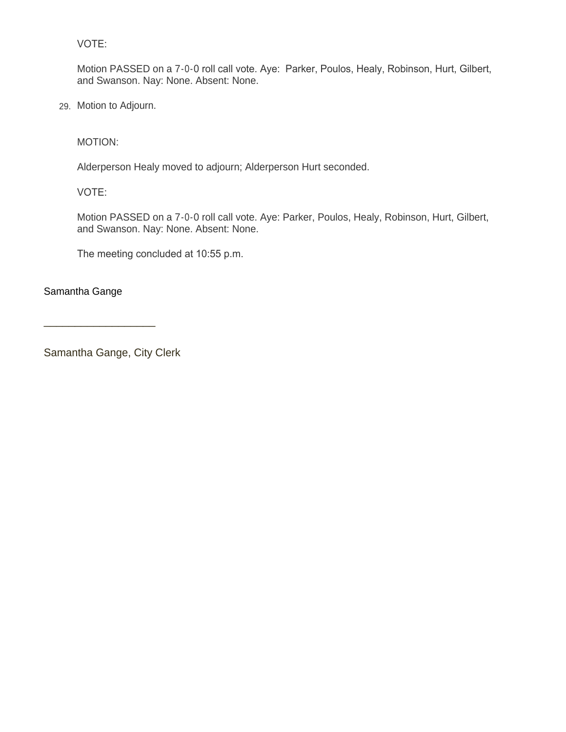VOTE:

Motion PASSED on a 7-0-0 roll call vote. Aye: Parker, Poulos, Healy, Robinson, Hurt, Gilbert, and Swanson. Nay: None. Absent: None.

29. Motion to Adjourn.

MOTION:

Alderperson Healy moved to adjourn; Alderperson Hurt seconded.

VOTE:

Motion PASSED on a 7-0-0 roll call vote. Aye: Parker, Poulos, Healy, Robinson, Hurt, Gilbert, and Swanson. Nay: None. Absent: None.

The meeting concluded at 10:55 p.m.

Samantha Gange

___________________

Samantha Gange, City Clerk